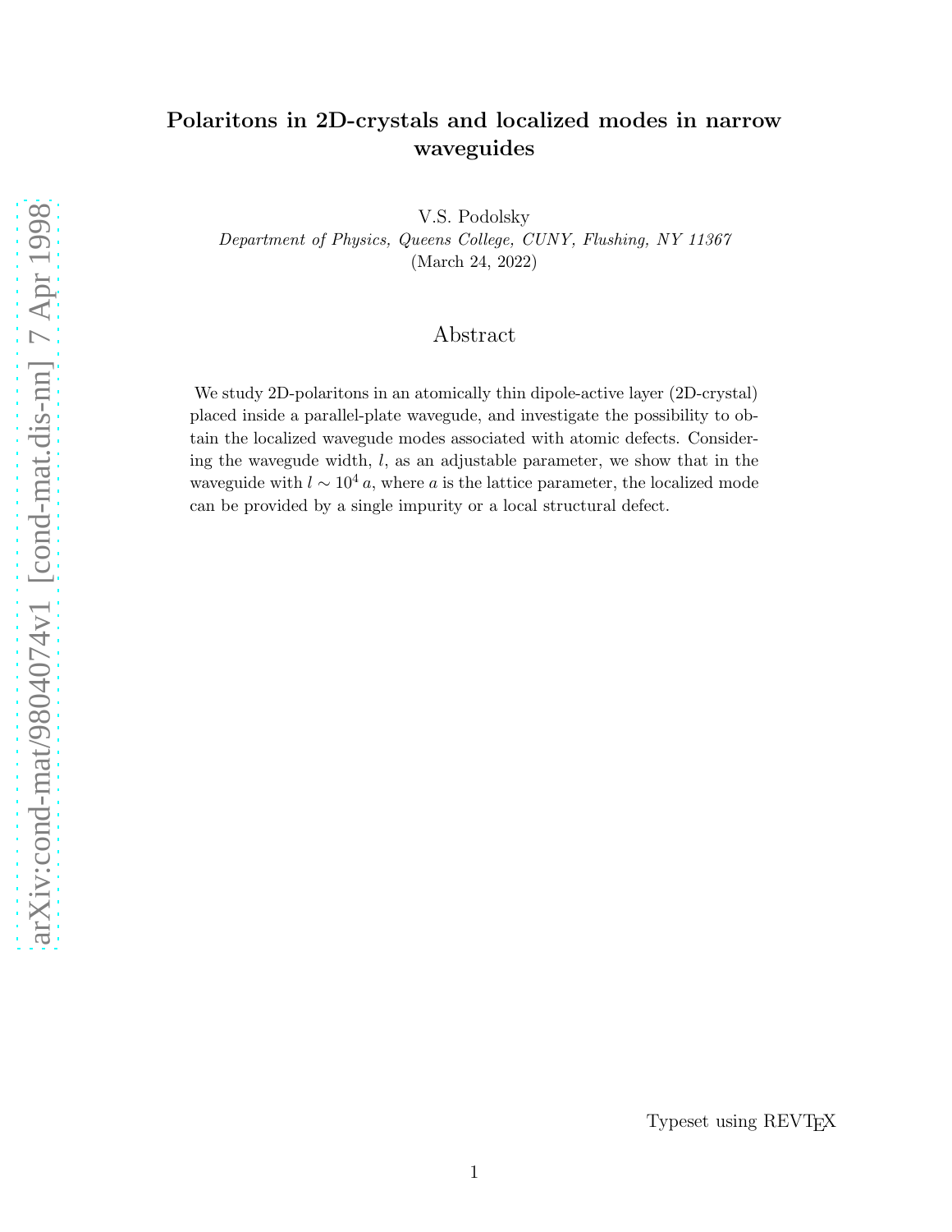# Polaritons in 2D-crystals and localized modes in narrow waveguides

V.S. Podolsky

*Department of Physics, Queens College, CUNY, Flushing, NY 11367*

(March 24, 2022)

## Abstract

We study 2D-polaritons in an atomically thin dipole-active layer (2D-crystal) placed inside a parallel-plate wavegude, and investigate the possibility to obtain the localized wavegude modes associated with atomic defects. Considering the wavegude width, $l$, as an adjustable parameter, we show that in the waveguide with $l \sim 10^4\, a$, where $a$ is the lattice parameter, the localized mode can be provided by a single impurity or a local structural defect.

Typeset using REVTEX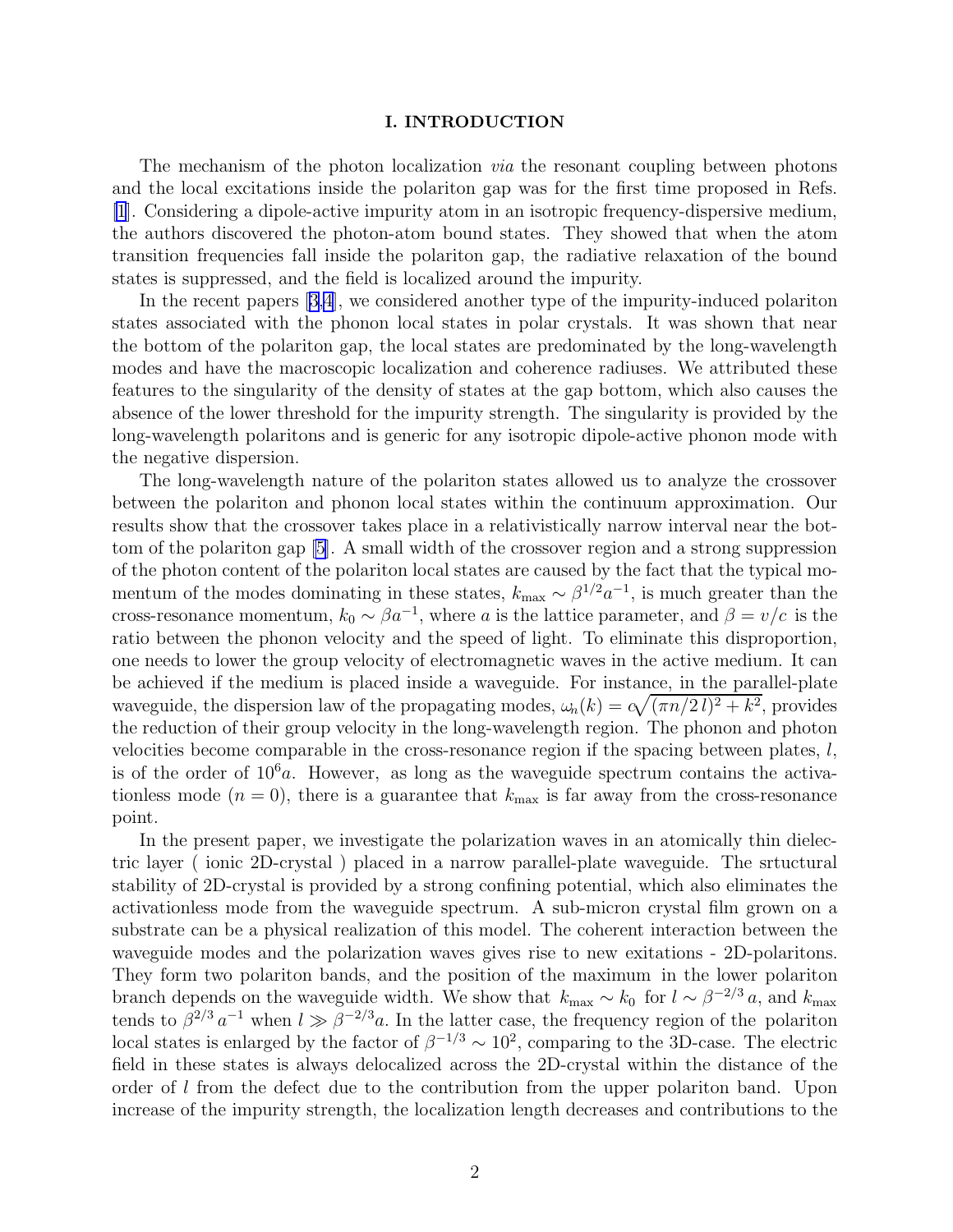## I. INTRODUCTION

The mechanism of the photon localization *via* the resonant coupling between photons and the local excitations inside the polariton gap was for the first time proposed in Refs. [1]. Considering a dipole-active impurity atom in an isotropic frequency-dispersive medium, the authors discovered the photon-atom bound states. They showed that when the atom transition frequencies fall inside the polariton gap, the radiative relaxation of the bound states is suppressed, and the field is localized around the impurity.

In the recent papers [3,4], we considered another type of the impurity-induced polariton states associated with the phonon local states in polar crystals. It was shown that near the bottom of the polariton gap, the local states are predominated by the long-wavelength modes and have the macroscopic localization and coherence radiuses. We attributed these features to the singularity of the density of states at the gap bottom, which also causes the absence of the lower threshold for the impurity strength. The singularity is provided by the long-wavelength polaritons and is generic for any isotropic dipole-active phonon mode with the negative dispersion.

The long-wavelength nature of the polariton states allowed us to analyze the crossover between the polariton and phonon local states within the continuum approximation. Our results show that the crossover takes place in a relativistically narrow interval near the bottom of the polariton gap [5]. A small width of the crossover region and a strong suppression of the photon content of the polariton local states are caused by the fact that the typical momentum of the modes dominating in these states, $k_{\max} \sim \beta^{1/2} a^{-1}$, is much greater than the cross-resonance momentum, $k_0 \sim \beta a^{-1}$, where $a$ is the lattice parameter, and $\beta = v/c$ is the ratio between the phonon velocity and the speed of light. To eliminate this disproportion, one needs to lower the group velocity of electromagnetic waves in the active medium. It can be achieved if the medium is placed inside a waveguide. For instance, in the parallel-plate waveguide, the dispersion law of the propagating modes, $\omega_n(k) = c\sqrt{(\pi n/2\, l)^2 + k^2}$, provides the reduction of their group velocity in the long-wavelength region. The phonon and photon velocities become comparable in the cross-resonance region if the spacing between plates, $l$, is of the order of $10^6 a$. However, as long as the waveguide spectrum contains the activationless mode ($n = 0$), there is a guarantee that $k_{\max}$ is far away from the cross-resonance point.

In the present paper, we investigate the polarization waves in an atomically thin dielectric layer ( ionic 2D-crystal ) placed in a narrow parallel-plate waveguide. The srtuctural stability of 2D-crystal is provided by a strong confining potential, which also eliminates the activationless mode from the waveguide spectrum. A sub-micron crystal film grown on a substrate can be a physical realization of this model. The coherent interaction between the waveguide modes and the polarization waves gives rise to new exitations - 2D-polaritons. They form two polariton bands, and the position of the maximum in the lower polariton branch depends on the waveguide width. We show that $k_{\max} \sim k_0$ for $l \sim \beta^{-2/3}\, a$, and $k_{\max}$ tends to $\beta^{2/3}\, a^{-1}$ when $l \gg \beta^{-2/3} a$. In the latter case, the frequency region of the polariton local states is enlarged by the factor of $\beta^{-1/3} \sim 10^2$, comparing to the 3D-case. The electric field in these states is always delocalized across the 2D-crystal within the distance of the order of $l$ from the defect due to the contribution from the upper polariton band. Upon increase of the impurity strength, the localization length decreases and contributions to the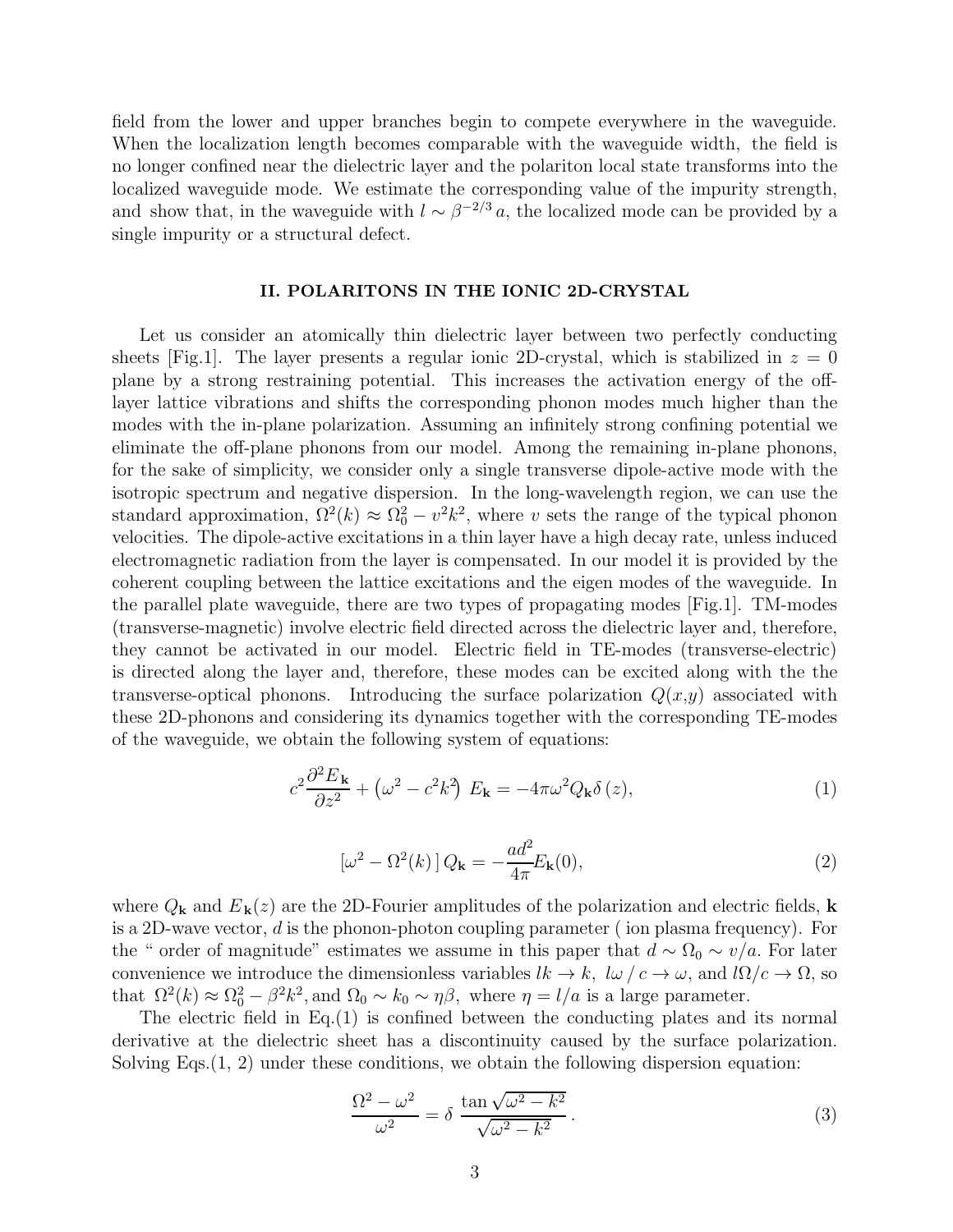field from the lower and upper branches begin to compete everywhere in the waveguide. When the localization length becomes comparable with the waveguide width, the field is no longer confined near the dielectric layer and the polariton local state transforms into the localized waveguide mode. We estimate the corresponding value of the impurity strength, and show that, in the waveguide with $l \sim \beta^{-2/3}\, a$, the localized mode can be provided by a single impurity or a structural defect.

## II. POLARITONS IN THE IONIC 2D-CRYSTAL

Let us consider an atomically thin dielectric layer between two perfectly conducting sheets [Fig.1]. The layer presents a regular ionic 2D-crystal, which is stabilized in $z = 0$ plane by a strong restraining potential. This increases the activation energy of the off-layer lattice vibrations and shifts the corresponding phonon modes much higher than the modes with the in-plane polarization. Assuming an infinitely strong confining potential we eliminate the off-plane phonons from our model. Among the remaining in-plane phonons, for the sake of simplicity, we consider only a single transverse dipole-active mode with the isotropic spectrum and negative dispersion. In the long-wavelength region, we can use the standard approximation, $\Omega^2(k) \approx \Omega_0^2 - v^2 k^2$, where $v$ sets the range of the typical phonon velocities. The dipole-active excitations in a thin layer have a high decay rate, unless induced electromagnetic radiation from the layer is compensated. In our model it is provided by the coherent coupling between the lattice excitations and the eigen modes of the waveguide. In the parallel plate waveguide, there are two types of propagating modes [Fig.1]. TM-modes (transverse-magnetic) involve electric field directed across the dielectric layer and, therefore, they cannot be activated in our model. Electric field in TE-modes (transverse-electric) is directed along the layer and, therefore, these modes can be excited along with the the transverse-optical phonons. Introducing the surface polarization $Q(x,y)$ associated with these 2D-phonons and considering its dynamics together with the corresponding TE-modes of the waveguide, we obtain the following system of equations:

$$c^2 \frac{\partial^2 E_{\mathbf{k}}}{\partial z^2} + \left(\omega^2 - c^2 k^2\right) E_{\mathbf{k}} = -4\pi\omega^2 Q_{\mathbf{k}} \delta\,(z), \tag{1}$$

$$\left[\omega^2 - \Omega^2(k)\,\right] Q_{\mathbf{k}} = -\frac{a d^2}{4\pi} E_{\mathbf{k}}(0), \tag{2}$$

where $Q_{\mathbf{k}}$ and $E_{\mathbf{k}}(z)$ are the 2D-Fourier amplitudes of the polarization and electric fields, $\mathbf{k}$ is a 2D-wave vector, $d$ is the phonon-photon coupling parameter ( ion plasma frequency). For the " order of magnitude" estimates we assume in this paper that $d \sim \Omega_0 \sim v/a$. For later convenience we introduce the dimensionless variables $lk \to k,\; l\omega\,/\,c \to \omega$, and $l\Omega/c \to \Omega$, so that $\Omega^2(k) \approx \Omega_0^2 - \beta^2 k^2$, and $\Omega_0 \sim k_0 \sim \eta\beta$, where $\eta = l/a$ is a large parameter.

The electric field in Eq.(1) is confined between the conducting plates and its normal derivative at the dielectric sheet has a discontinuity caused by the surface polarization. Solving Eqs.(1, 2) under these conditions, we obtain the following dispersion equation:

$$\frac{\Omega^2 - \omega^2}{\omega^2} = \delta\; \frac{\tan\sqrt{\omega^2 - k^2}}{\sqrt{\omega^2 - k^2}}\,. \tag{3}$$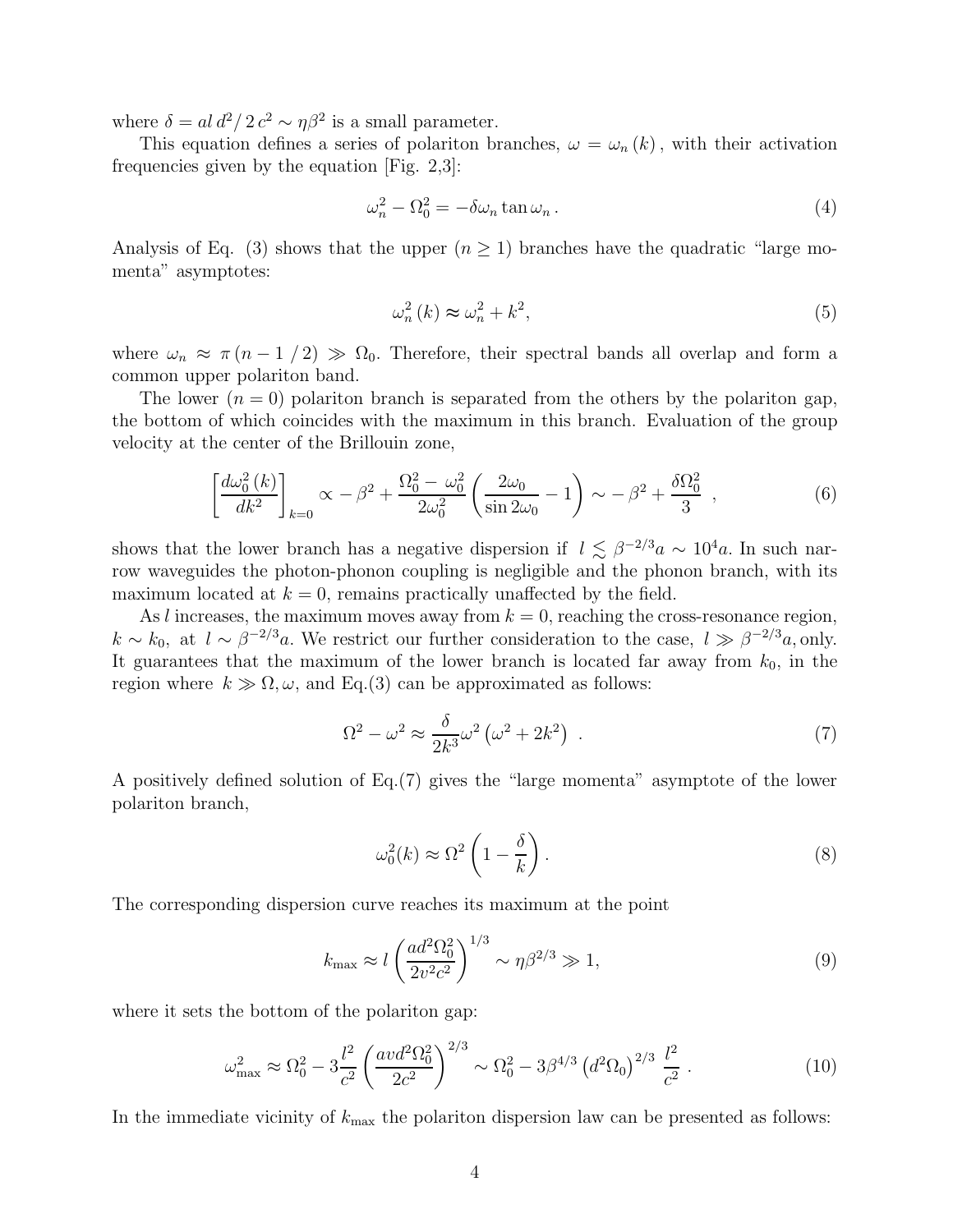where $\delta = al\, d^2/\, 2\, c^2 \sim \eta\beta^2$ is a small parameter.

This equation defines a series of polariton branches, $\omega = \omega_n(k)$, with their activation frequencies given by the equation [Fig. 2,3]:

$$\omega_n^2 - \Omega_0^2 = -\delta\omega_n \tan\omega_n\,. \tag{4}$$

Analysis of Eq. (3) shows that the upper ($n \geq 1$) branches have the quadratic "large momenta" asymptotes:

$$\omega_n^2(k) \approx \omega_n^2 + k^2, \tag{5}$$

where $\omega_n \approx \pi\,(n - 1\,/\,2) \gg \Omega_0$. Therefore, their spectral bands all overlap and form a common upper polariton band.

The lower ($n = 0$) polariton branch is separated from the others by the polariton gap, the bottom of which coincides with the maximum in this branch. Evaluation of the group velocity at the center of the Brillouin zone,

$$\left[\frac{d\omega_0^2(k)}{dk^2}\right]_{k=0} \propto -\beta^2 + \frac{\Omega_0^2 - \omega_0^2}{2\omega_0^2}\left(\frac{2\omega_0}{\sin 2\omega_0} - 1\right) \sim -\beta^2 + \frac{\delta\Omega_0^2}{3}\ , \tag{6}$$

shows that the lower branch has a negative dispersion if $l \lesssim \beta^{-2/3}a \sim 10^4 a$. In such narrow waveguides the photon-phonon coupling is negligible and the phonon branch, with its maximum located at $k = 0$, remains practically unaffected by the field.

As $l$ increases, the maximum moves away from $k = 0$, reaching the cross-resonance region, $k \sim k_0$, at $l \sim \beta^{-2/3}a$. We restrict our further consideration to the case, $l \gg \beta^{-2/3}a$, only. It guarantees that the maximum of the lower branch is located far away from $k_0$, in the region where $k \gg \Omega, \omega$, and Eq.(3) can be approximated as follows:

$$\Omega^2 - \omega^2 \approx \frac{\delta}{2k^3}\omega^2\left(\omega^2 + 2k^2\right)\ . \tag{7}$$

A positively defined solution of Eq.(7) gives the "large momenta" asymptote of the lower polariton branch,

$$\omega_0^2(k) \approx \Omega^2\left(1 - \frac{\delta}{k}\right). \tag{8}$$

The corresponding dispersion curve reaches its maximum at the point

$$k_{\max} \approx l\left(\frac{ad^2\Omega_0^2}{2v^2c^2}\right)^{1/3} \sim \eta\beta^{2/3} \gg 1, \tag{9}$$

where it sets the bottom of the polariton gap:

$$\omega_{\max}^2 \approx \Omega_0^2 - 3\frac{l^2}{c^2}\left(\frac{avd^2\Omega_0^2}{2c^2}\right)^{2/3} \sim \Omega_0^2 - 3\beta^{4/3}\left(d^2\Omega_0\right)^{2/3}\,\frac{l^2}{c^2}\ . \tag{10}$$

In the immediate vicinity of $k_{\max}$ the polariton dispersion law can be presented as follows: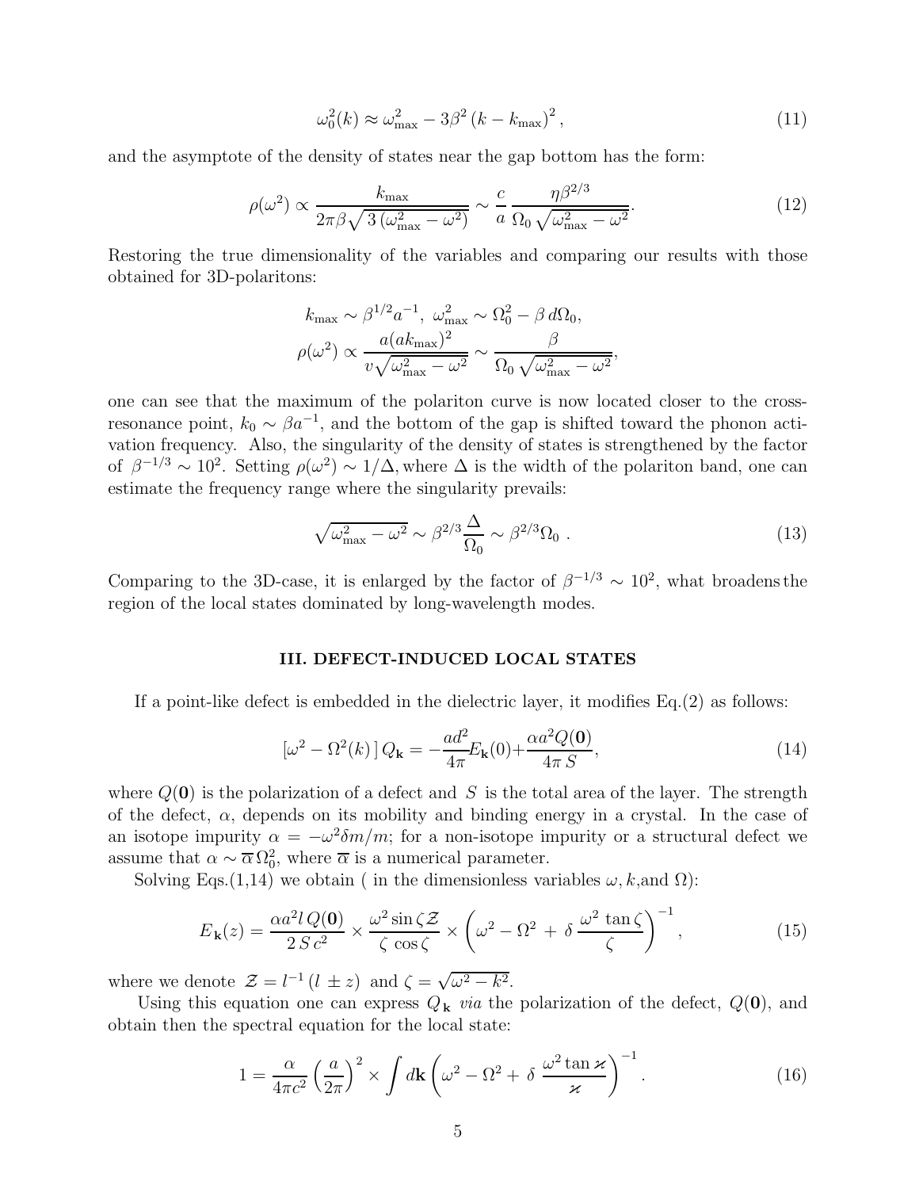$$\omega_0^2(k) \approx \omega_{\max}^2 - 3\beta^2 \left(k - k_{\max}\right)^2 , \tag{11}$$

and the asymptote of the density of states near the gap bottom has the form:

$$\rho(\omega^2) \propto \frac{k_{\max}}{2\pi\beta\sqrt{3\left(\omega_{\max}^2 - \omega^2\right)}} \sim \frac{c}{a}\,\frac{\eta\beta^{2/3}}{\Omega_0\sqrt{\omega_{\max}^2 - \omega^2}}. \tag{12}$$

Restoring the true dimensionality of the variables and comparing our results with those obtained for 3D-polaritons:

$$k_{\max} \sim \beta^{1/2} a^{-1},\ \omega_{\max}^2 \sim \Omega_0^2 - \beta\, d\Omega_0,$$
$$\rho(\omega^2) \propto \frac{a(ak_{\max})^2}{v\sqrt{\omega_{\max}^2 - \omega^2}} \sim \frac{\beta}{\Omega_0\sqrt{\omega_{\max}^2 - \omega^2}},$$

one can see that the maximum of the polariton curve is now located closer to the cross-resonance point, $k_0 \sim \beta a^{-1}$, and the bottom of the gap is shifted toward the phonon activation frequency. Also, the singularity of the density of states is strengthened by the factor of $\beta^{-1/3} \sim 10^2$. Setting $\rho(\omega^2) \sim 1/\Delta$, where $\Delta$ is the width of the polariton band, one can estimate the frequency range where the singularity prevails:

$$\sqrt{\omega_{\max}^2 - \omega^2} \sim \beta^{2/3}\frac{\Delta}{\Omega_0} \sim \beta^{2/3}\Omega_0\ . \tag{13}$$

Comparing to the 3D-case, it is enlarged by the factor of $\beta^{-1/3} \sim 10^2$, what broadens the region of the local states dominated by long-wavelength modes.

## III. DEFECT-INDUCED LOCAL STATES

If a point-like defect is embedded in the dielectric layer, it modifies Eq.(2) as follows:

$$\left[\omega^2 - \Omega^2(k)\right] Q_{\mathbf{k}} = -\frac{ad^2}{4\pi}E_{\mathbf{k}}(0) + \frac{\alpha a^2 Q(\mathbf{0})}{4\pi\, S}, \tag{14}$$

where $Q(\mathbf{0})$ is the polarization of a defect and $S$ is the total area of the layer. The strength of the defect, $\alpha$, depends on its mobility and binding energy in a crystal. In the case of an isotope impurity $\alpha = -\omega^2\delta m/m$; for a non-isotope impurity or a structural defect we assume that $\alpha \sim \overline{\alpha}\,\Omega_0^2$, where $\overline{\alpha}$ is a numerical parameter.

Solving Eqs.(1,14) we obtain ( in the dimensionless variables $\omega, k$, and $\Omega$):

$$E_{\mathbf{k}}(z) = \frac{\alpha a^2 l\, Q(\mathbf{0})}{2\, S\, c^2} \times \frac{\omega^2 \sin\zeta\mathcal{Z}}{\zeta\, \cos\zeta} \times \left(\omega^2 - \Omega^2 \,+\, \delta\,\frac{\omega^2\, \tan\zeta}{\zeta}\right)^{-1}, \tag{15}$$

where we denote $\mathcal{Z} = l^{-1}\left(l\, \pm z\right)$ and $\zeta = \sqrt{\omega^2 - k^2}$.

Using this equation one can express $Q_{\mathbf{k}}$ *via* the polarization of the defect, $Q(\mathbf{0})$, and obtain then the spectral equation for the local state:

$$1 = \frac{\alpha}{4\pi c^2}\left(\frac{a}{2\pi}\right)^2 \times \int d\mathbf{k} \left(\omega^2 - \Omega^2 + \,\delta\,\frac{\omega^2 \tan\varkappa}{\varkappa}\right)^{-1}. \tag{16}$$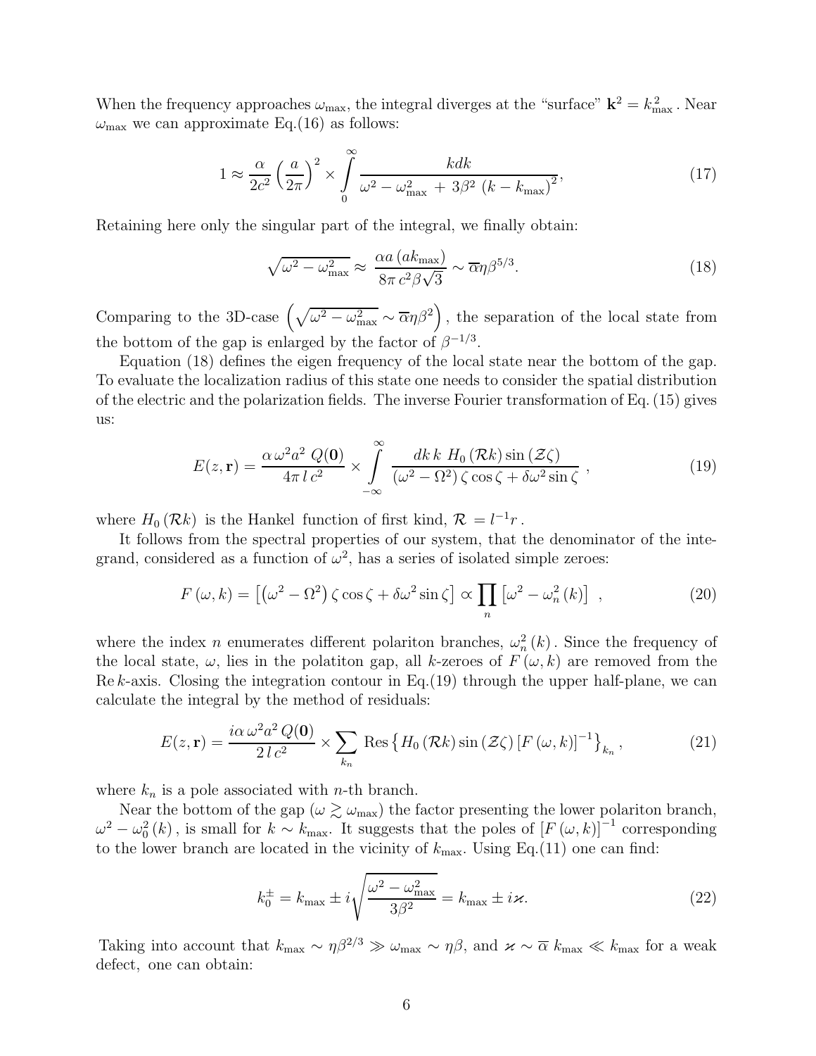When the frequency approaches $\omega_{\max}$, the integral diverges at the "surface" $\mathbf{k}^2 = k_{\max}^2$. Near $\omega_{\max}$ we can approximate Eq.(16) as follows:

$$1 \approx \frac{\alpha}{2c^2}\left(\frac{a}{2\pi}\right)^2 \times \int\limits_0^\infty \frac{kdk}{\omega^2 - \omega_{\max}^2 + 3\beta^2 \left(k - k_{\max}\right)^2}, \tag{17}$$

Retaining here only the singular part of the integral, we finally obtain:

$$\sqrt{\omega^2 - \omega_{\max}^2} \approx \frac{\alpha a \left(a k_{\max}\right)}{8\pi\, c^2 \beta \sqrt{3}} \sim \overline{\alpha}\eta\beta^{5/3}. \tag{18}$$

Comparing to the 3D-case $\left(\sqrt{\omega^2 - \omega_{\max}^2} \sim \overline{\alpha}\eta\beta^2\right)$, the separation of the local state from the bottom of the gap is enlarged by the factor of $\beta^{-1/3}$.

Equation (18) defines the eigen frequency of the local state near the bottom of the gap. To evaluate the localization radius of this state one needs to consider the spatial distribution of the electric and the polarization fields. The inverse Fourier transformation of Eq. (15) gives us:

$$E(z, \mathbf{r}) = \frac{\alpha\, \omega^2 a^2\, Q(\mathbf{0})}{4\pi\, l\, c^2} \times \int\limits_{-\infty}^{\infty} \frac{dk\, k\; H_0\left(\mathcal{R}k\right) \sin\left(\mathcal{Z}\zeta\right)}{\left(\omega^2 - \Omega^2\right)\zeta \cos\zeta + \delta\omega^2 \sin\zeta}\;, \tag{19}$$

where $H_0\left(\mathcal{R}k\right)$ is the Hankel function of first kind, $\mathcal{R} = l^{-1} r$.

It follows from the spectral properties of our system, that the denominator of the integrand, considered as a function of $\omega^2$, has a series of isolated simple zeroes:

$$F\left(\omega, k\right) = \left[\left(\omega^2 - \Omega^2\right)\zeta \cos\zeta + \delta\omega^2 \sin\zeta\right] \propto \prod_n \left[\omega^2 - \omega_n^2\left(k\right)\right]\;, \tag{20}$$

where the index $n$ enumerates different polariton branches, $\omega_n^2\left(k\right)$. Since the frequency of the local state, $\omega$, lies in the polatiton gap, all $k$-zeroes of $F\left(\omega, k\right)$ are removed from the $\operatorname{Re} k$-axis. Closing the integration contour in Eq.(19) through the upper half-plane, we can calculate the integral by the method of residuals:

$$E(z, \mathbf{r}) = \frac{i\alpha\, \omega^2 a^2\, Q(\mathbf{0})}{2\, l\, c^2} \times \sum_{k_n} \operatorname{Res}\left\{H_0\left(\mathcal{R}k\right) \sin\left(\mathcal{Z}\zeta\right) \left[F\left(\omega, k\right)\right]^{-1}\right\}_{k_n}, \tag{21}$$

where $k_n$ is a pole associated with $n$-th branch.

Near the bottom of the gap ($\omega \gtrsim \omega_{\max}$) the factor presenting the lower polariton branch, $\omega^2 - \omega_0^2\left(k\right)$, is small for $k \sim k_{\max}$. It suggests that the poles of $\left[F\left(\omega, k\right)\right]^{-1}$ corresponding to the lower branch are located in the vicinity of $k_{\max}$. Using Eq.(11) one can find:

$$k_0^{\pm} = k_{\max} \pm i\sqrt{\frac{\omega^2 - \omega_{\max}^2}{3\beta^2}} = k_{\max} \pm i\varkappa. \tag{22}$$

Taking into account that $k_{\max} \sim \eta\beta^{2/3} \gg \omega_{\max} \sim \eta\beta$, and $\varkappa \sim \overline{\alpha}\; k_{\max} \ll k_{\max}$ for a weak defect, one can obtain: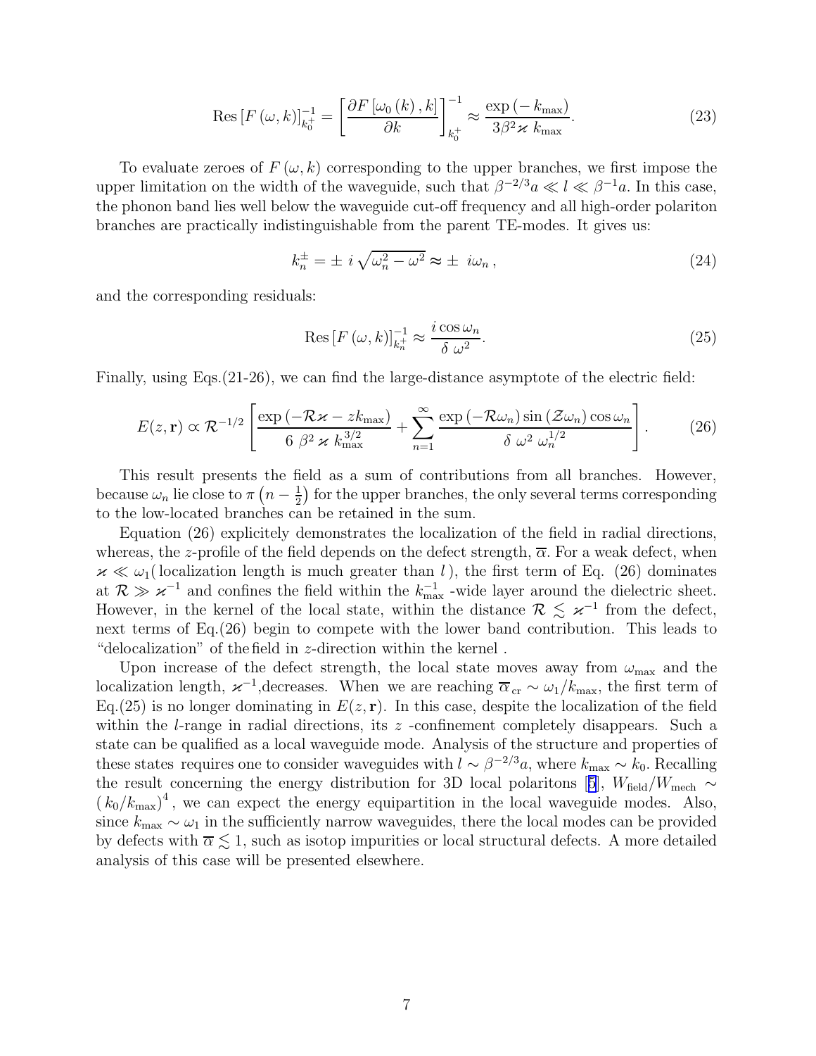$$\mathrm{Res}\left[F\left(\omega,k\right)\right]_{k_0^+}^{-1}=\left[\frac{\partial F\left[\omega_0\left(k\right),k\right]}{\partial k}\right]_{k_0^+}^{-1}\approx\frac{\exp\left(-k_{\max}\right)}{3\beta^2\varkappa\; k_{\max}}. \tag{23}$$

To evaluate zeroes of $F\left(\omega,k\right)$ corresponding to the upper branches, we first impose the upper limitation on the width of the waveguide, such that $\beta^{-2/3}a \ll l \ll \beta^{-1}a$. In this case, the phonon band lies well below the waveguide cut-off frequency and all high-order polariton branches are practically indistinguishable from the parent TE-modes. It gives us:

$$k_n^{\pm}=\pm\; i\sqrt{\omega_n^2-\omega^2}\approx\pm\; i\omega_n\,, \tag{24}$$

and the corresponding residuals:

$$\mathrm{Res}\left[F\left(\omega,k\right)\right]_{k_n^+}^{-1}\approx\frac{i\cos\omega_n}{\delta\;\omega^2}. \tag{25}$$

Finally, using Eqs.(21-26), we can find the large-distance asymptote of the electric field:

$$E(z,\mathbf{r})\propto\mathcal{R}^{-1/2}\left[\frac{\exp\left(-\mathcal{R}\varkappa-zk_{\max}\right)}{6\;\beta^2\;\varkappa\;k_{\max}^{3/2}}+\sum_{n=1}^{\infty}\frac{\exp\left(-\mathcal{R}\omega_n\right)\sin\left(\mathcal{Z}\omega_n\right)\cos\omega_n}{\delta\;\omega^2\;\omega_n^{1/2}}\right]. \tag{26}$$

This result presents the field as a sum of contributions from all branches. However, because $\omega_n$ lie close to $\pi\left(n-\frac{1}{2}\right)$ for the upper branches, the only several terms corresponding to the low-located branches can be retained in the sum.

Equation (26) explicitely demonstrates the localization of the field in radial directions, whereas, the $z$-profile of the field depends on the defect strength, $\overline{\alpha}$. For a weak defect, when $\varkappa \ll \omega_1$( localization length is much greater than $l$ ), the first term of Eq. (26) dominates at $\mathcal{R} \gg \varkappa^{-1}$ and confines the field within the $k_{\max}^{-1}$ -wide layer around the dielectric sheet. However, in the kernel of the local state, within the distance $\mathcal{R} \lesssim \varkappa^{-1}$ from the defect, next terms of Eq.(26) begin to compete with the lower band contribution. This leads to "delocalization" of the field in $z$-direction within the kernel .

Upon increase of the defect strength, the local state moves away from $\omega_{\max}$ and the localization length, $\varkappa^{-1}$,decreases. When we are reaching $\overline{\alpha}_{\mathrm{cr}} \sim \omega_1/k_{\max}$, the first term of Eq.(25) is no longer dominating in $E(z,\mathbf{r})$. In this case, despite the localization of the field within the $l$-range in radial directions, its $z$ -confinement completely disappears. Such a state can be qualified as a local waveguide mode. Analysis of the structure and properties of these states requires one to consider waveguides with $l \sim \beta^{-2/3}a$, where $k_{\max} \sim k_0$. Recalling the result concerning the energy distribution for 3D local polaritons [5], $W_{\mathrm{field}}/W_{\mathrm{mech}} \sim \left(k_0/k_{\max}\right)^4$, we can expect the energy equipartition in the local waveguide modes. Also, since $k_{\max} \sim \omega_1$ in the sufficiently narrow waveguides, there the local modes can be provided by defects with $\overline{\alpha} \lesssim 1$, such as isotop impurities or local structural defects. A more detailed analysis of this case will be presented elsewhere.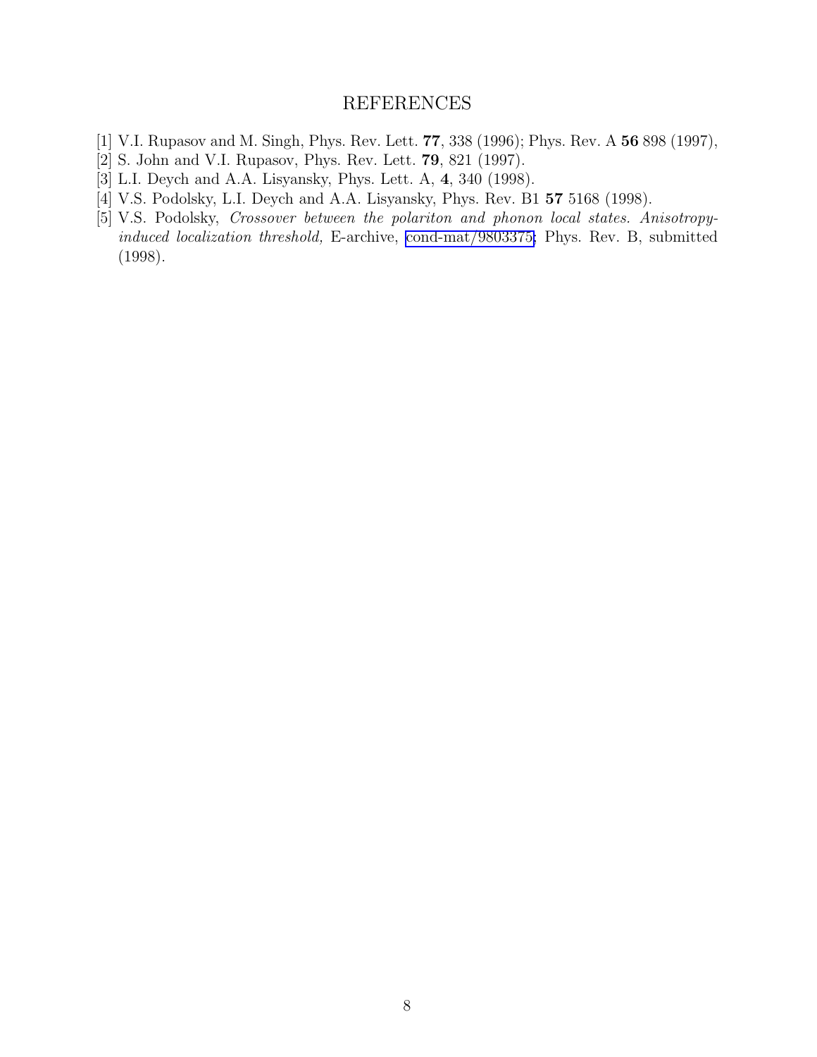# REFERENCES

[1] V.I. Rupasov and M. Singh, Phys. Rev. Lett. **77**, 338 (1996); Phys. Rev. A **56** 898 (1997),

[2] S. John and V.I. Rupasov, Phys. Rev. Lett. **79**, 821 (1997).

[3] L.I. Deych and A.A. Lisyansky, Phys. Lett. A, **4**, 340 (1998).

[4] V.S. Podolsky, L.I. Deych and A.A. Lisyansky, Phys. Rev. B1 **57** 5168 (1998).

[5] V.S. Podolsky, *Crossover between the polariton and phonon local states. Anisotropy-induced localization threshold,* E-archive, cond-mat/9803375; Phys. Rev. B, submitted (1998).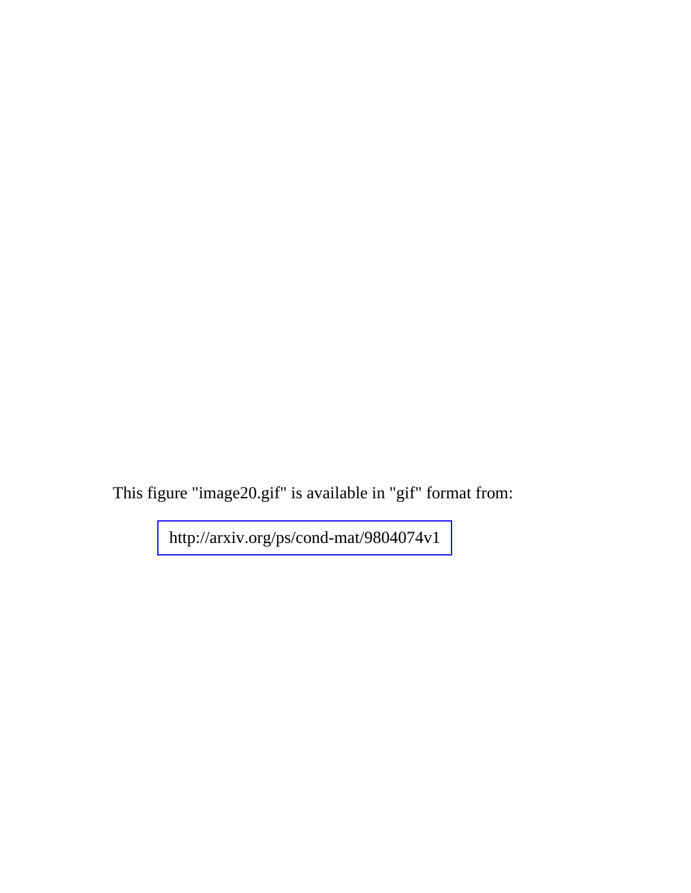This figure "image20.gif" is available in "gif" format from:

http://arxiv.org/ps/cond-mat/9804074v1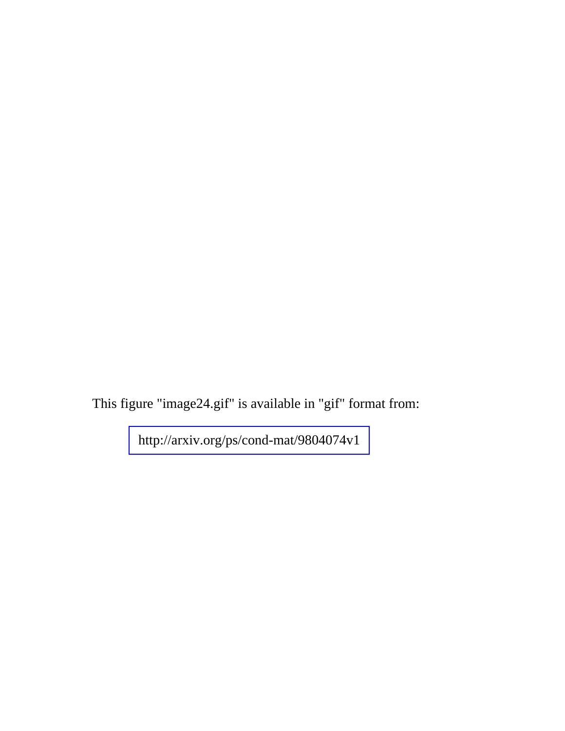This figure "image24.gif" is available in "gif" format from:

http://arxiv.org/ps/cond-mat/9804074v1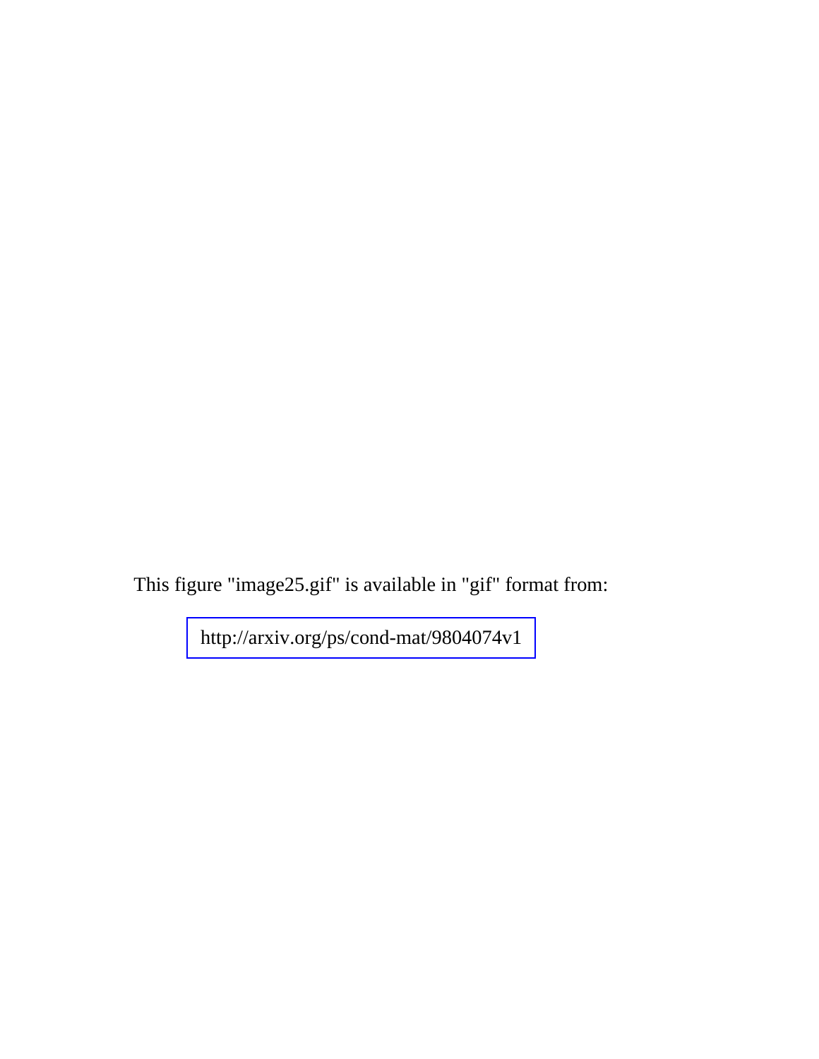This figure "image25.gif" is available in "gif" format from:

http://arxiv.org/ps/cond-mat/9804074v1